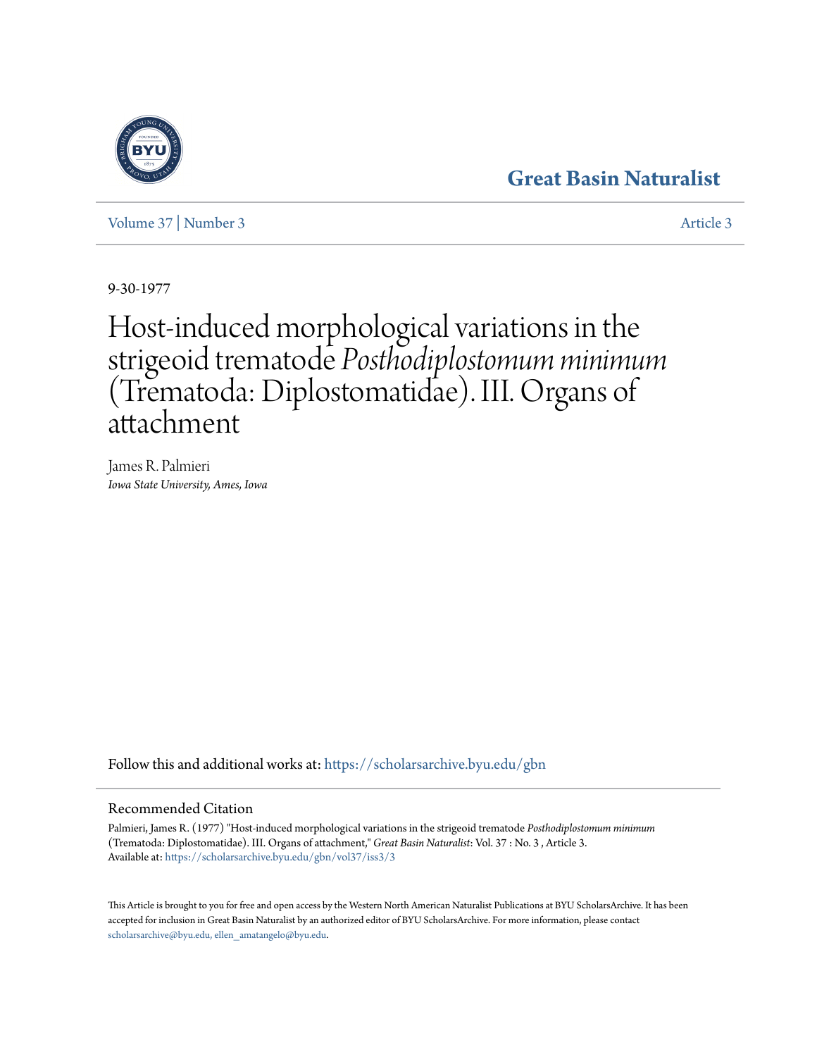Great Basin Naturalist

Volume 37 | Number 3 — Article 3

9-30-1977

# Host-induced morphological variations in the strigeoid trematode *Posthodiplostomum minimum* (Trematoda: Diplostomatidae). III. Organs of attachment

James R. Palmieri
*Iowa State University, Ames, Iowa*

Follow this and additional works at: https://scholarsarchive.byu.edu/gbn

## Recommended Citation

Palmieri, James R. (1977) "Host-induced morphological variations in the strigeoid trematode *Posthodiplostomum minimum* (Trematoda: Diplostomatidae). III. Organs of attachment," *Great Basin Naturalist*: Vol. 37 : No. 3 , Article 3.
Available at: https://scholarsarchive.byu.edu/gbn/vol37/iss3/3

This Article is brought to you for free and open access by the Western North American Naturalist Publications at BYU ScholarsArchive. It has been accepted for inclusion in Great Basin Naturalist by an authorized editor of BYU ScholarsArchive. For more information, please contact scholarsarchive@byu.edu, ellen_amatangelo@byu.edu.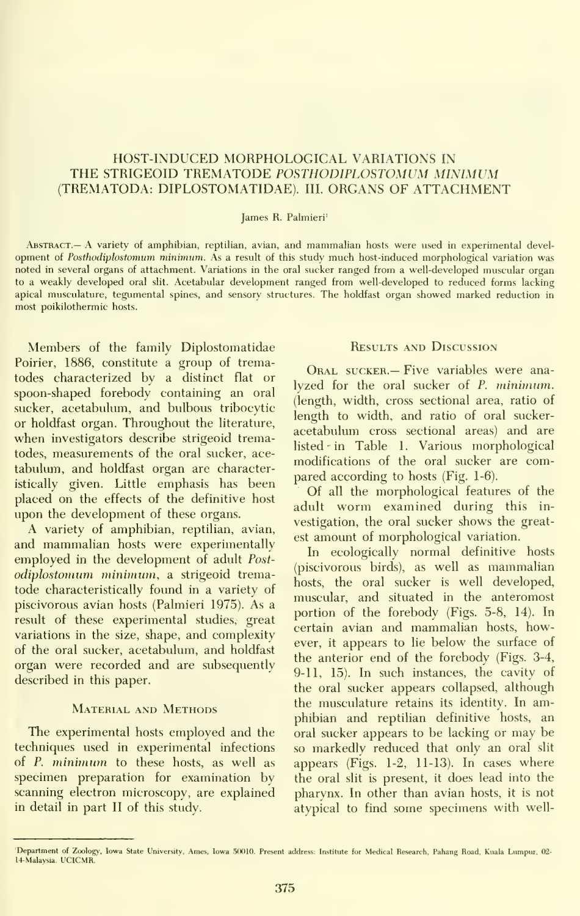# HOST-INDUCED MORPHOLOGICAL VARIATIONS IN THE STRIGEOID TREMATODE *POSTHODIPLOSTOMUM MINIMUM* (TREMATODA: DIPLOSTOMATIDAE). III. ORGANS OF ATTACHMENT

James R. Palmieri[1]

Abstract.— A variety of amphibian, reptilian, avian, and mammalian hosts were used in experimental development of *Posthodiplostomum minimum*. As a result of this study much host-induced morphological variation was noted in several organs of attachment. Variations in the oral sucker ranged from a well-developed muscular organ to a weakly developed oral slit. Acetabular development ranged from well-developed to reduced forms lacking apical musculature, tegumental spines, and sensory structures. The holdfast organ showed marked reduction in most poikilothermic hosts.

Members of the family Diplostomatidae Poirier, 1886, constitute a group of trematodes characterized by a distinct flat or spoon-shaped forebody containing an oral sucker, acetabulum, and bulbous tribocytic or holdfast organ. Throughout the literature, when investigators describe strigeoid trematodes, measurements of the oral sucker, acetabulum, and holdfast organ are characteristically given. Little emphasis has been placed on the effects of the definitive host upon the development of these organs.

A variety of amphibian, reptilian, avian, and mammalian hosts were experimentally employed in the development of adult *Postodiplostomum minimum*, a strigeoid trematode characteristically found in a variety of piscivorous avian hosts (Palmieri 1975). As a result of these experimental studies, great variations in the size, shape, and complexity of the oral sucker, acetabulum, and holdfast organ were recorded and are subsequently described in this paper.

## Material and Methods

The experimental hosts employed and the techniques used in experimental infections of *P. minimum* to these hosts, as well as specimen preparation for examination by scanning electron microscopy, are explained in detail in part II of this study.

## Results and Discussion

Oral sucker.— Five variables were analyzed for the oral sucker of *P. minimum*. (length, width, cross sectional area, ratio of length to width, and ratio of oral sucker-acetabulum cross sectional areas) and are listed in Table 1. Various morphological modifications of the oral sucker are compared according to hosts (Fig. 1-6).

Of all the morphological features of the adult worm examined during this investigation, the oral sucker shows the greatest amount of morphological variation.

In ecologically normal definitive hosts (piscivorous birds), as well as mammalian hosts, the oral sucker is well developed, muscular, and situated in the anteromost portion of the forebody (Figs. 5-8, 14). In certain avian and mammalian hosts, however, it appears to lie below the surface of the anterior end of the forebody (Figs. 3-4, 9-11, 15). In such instances, the cavity of the oral sucker appears collapsed, although the musculature retains its identity. In amphibian and reptilian definitive hosts, an oral sucker appears to be lacking or may be so markedly reduced that only an oral slit appears (Figs. 1-2, 11-13). In cases where the oral slit is present, it does lead into the pharynx. In other than avian hosts, it is not atypical to find some specimens with well-

[1]Department of Zoology, Iowa State University, Ames, Iowa 50010. Present address: Institute for Medical Research, Pahang Road, Kuala Lumpur, 02-14-Malaysia. UCICMR.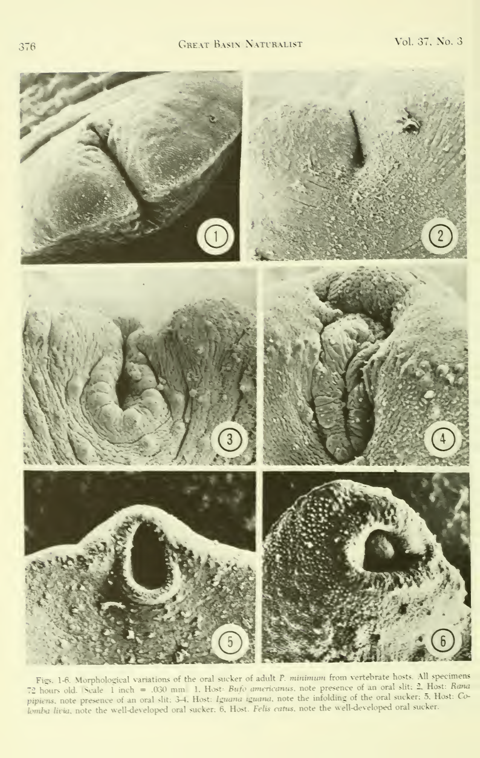Figs. 1-6. Morphological variations of the oral sucker of adult *P. minimum* from vertebrate hosts. All specimens 72 hours old. (Scale 1 inch = .030 mm) 1. Host: *Bufo americanus*, note presence of an oral slit; 2. Host: *Rana pipiens*, note presence of an oral slit; 3-4. Host: *Iguana iguana*, note the infolding of the oral sucker; 5. Host: *Columba livia*, note the well-developed oral sucker; 6. Host: *Felis catus*, note the well-developed oral sucker.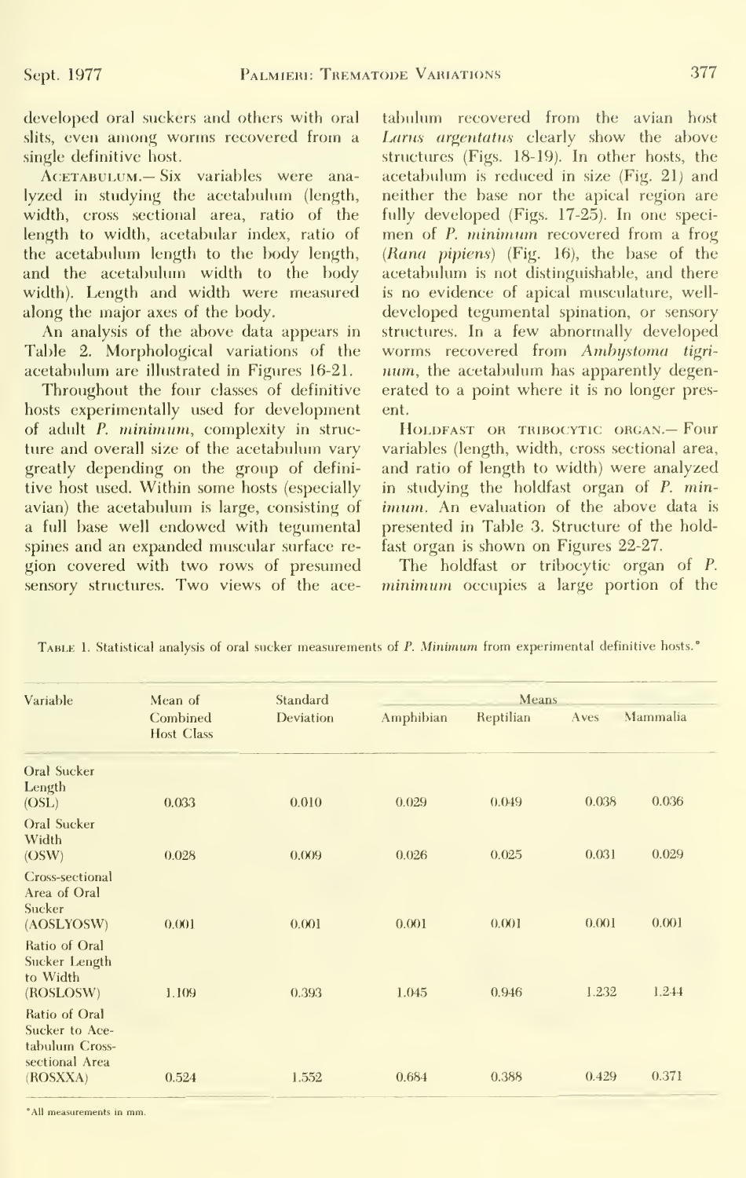developed oral suckers and others with oral slits, even among worms recovered from a single definitive host.

ACETABULUM.— Six variables were analyzed in studying the acetabulum (length, width, cross sectional area, ratio of the length to width, acetabular index, ratio of the acetabulum length to the body length, and the acetabulum width to the body width). Length and width were measured along the major axes of the body.

An analysis of the above data appears in Table 2. Morphological variations of the acetabulum are illustrated in Figures 16-21.

Throughout the four classes of definitive hosts experimentally used for development of adult *P. minimum*, complexity in structure and overall size of the acetabulum vary greatly depending on the group of definitive host used. Within some hosts (especially avian) the acetabulum is large, consisting of a full base well endowed with tegumental spines and an expanded muscular surface region covered with two rows of presumed sensory structures. Two views of the acetabulum recovered from the avian host *Larus argentatus* clearly show the above structures (Figs. 18-19). In other hosts, the acetabulum is reduced in size (Fig. 21) and neither the base nor the apical region are fully developed (Figs. 17-25). In one specimen of *P. minimum* recovered from a frog (*Rana pipiens*) (Fig. 16), the base of the acetabulum is not distinguishable, and there is no evidence of apical musculature, well-developed tegumental spination, or sensory structures. In a few abnormally developed worms recovered from *Ambystoma tigrinum*, the acetabulum has apparently degenerated to a point where it is no longer present.

HOLDFAST OR TRIBOCYTIC ORGAN.— Four variables (length, width, cross sectional area, and ratio of length to width) were analyzed in studying the holdfast organ of *P. minimum*. An evaluation of the above data is presented in Table 3. Structure of the holdfast organ is shown on Figures 22-27.

The holdfast or tribocytic organ of *P. minimum* occupies a large portion of the

TABLE 1. Statistical analysis of oral sucker measurements of *P. Minimum* from experimental definitive hosts.*

| Variable | Mean of Combined Host Class | Standard Deviation | Means | | | |
|---|---|---|---|---|---|---|
| | | | Amphibian | Reptilian | Aves | Mammalia |
| Oral Sucker Length (OSL) | 0.033 | 0.010 | 0.029 | 0.049 | 0.038 | 0.036 |
| Oral Sucker Width (OSW) | 0.028 | 0.009 | 0.026 | 0.025 | 0.031 | 0.029 |
| Cross-sectional Area of Oral Sucker (AOSLYOSW) | 0.001 | 0.001 | 0.001 | 0.001 | 0.001 | 0.001 |
| Ratio of Oral Sucker Length to Width (ROSLOSW) | 1.109 | 0.393 | 1.045 | 0.946 | 1.232 | 1.244 |
| Ratio of Oral Sucker to Acetabulum Cross-sectional Area (ROSXXA) | 0.524 | 1.552 | 0.684 | 0.388 | 0.429 | 0.371 |

*All measurements in mm.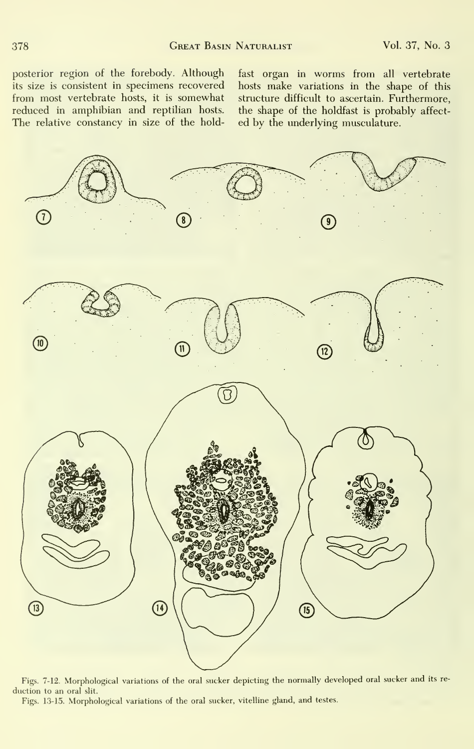posterior region of the forebody. Although its size is consistent in specimens recovered from most vertebrate hosts, it is somewhat reduced in amphibian and reptilian hosts. The relative constancy in size of the holdfast organ in worms from all vertebrate hosts make variations in the shape of this structure difficult to ascertain. Furthermore, the shape of the holdfast is probably affected by the underlying musculature.

Figs. 7-12. Morphological variations of the oral sucker depicting the normally developed oral sucker and its reduction to an oral slit.

Figs. 13-15. Morphological variations of the oral sucker, vitelline gland, and testes.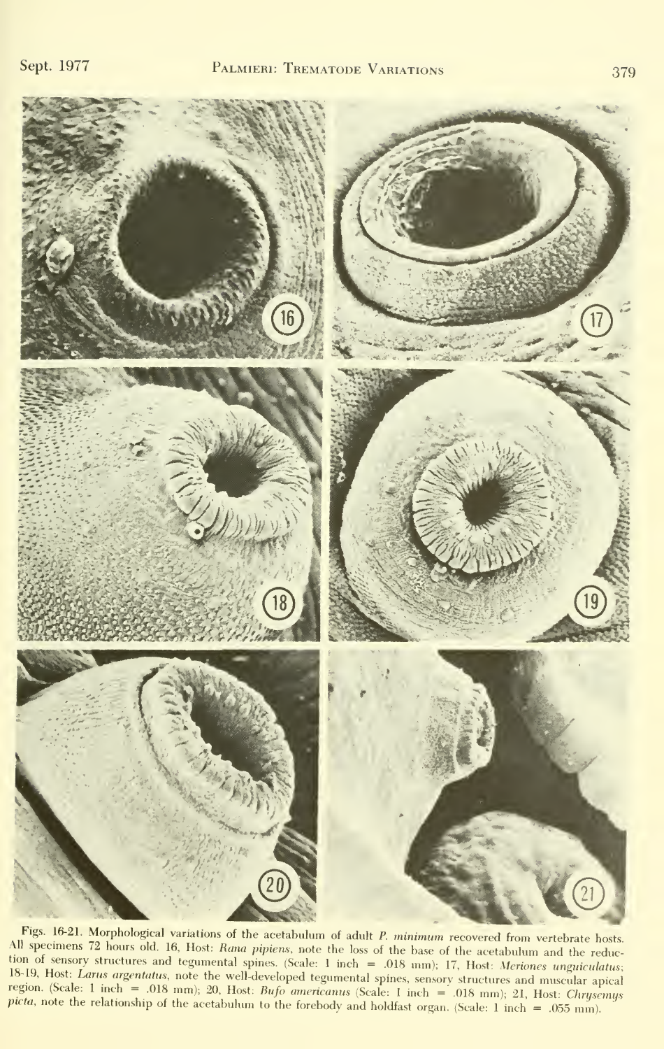Figs. 16-21. Morphological variations of the acetabulum of adult *P. minimum* recovered from vertebrate hosts. All specimens 72 hours old. 16, Host: *Rana pipiens*, note the loss of the base of the acetabulum and the reduction of sensory structures and tegumental spines. (Scale: 1 inch = .018 mm); 17, Host: *Meriones unguiculatus*; 18-19, Host: *Larus argentatus*, note the well-developed tegumental spines, sensory structures and muscular apical region. (Scale: 1 inch = .018 mm); 20, Host: *Bufo americanus* (Scale: 1 inch = .018 mm); 21, Host: *Chrysemys picta*, note the relationship of the acetabulum to the forebody and holdfast organ. (Scale: 1 inch = .055 mm).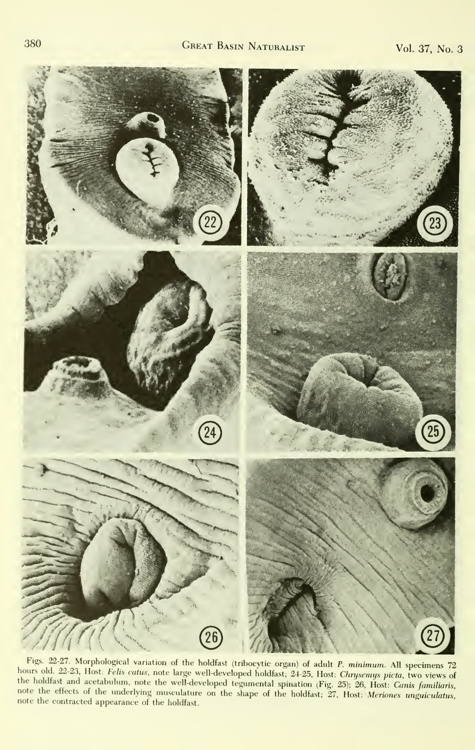Figs. 22-27. Morphological variation of the holdfast (tribocytic organ) of adult *P. minimum*. All specimens 72 hours old. 22-23, Host: *Felis catus*, note large well-developed holdfast; 24-25, Host: *Chrysemys picta*, two views of the holdfast and acetabulum, note the well-developed tegumental spination (Fig. 25); 26, Host: *Canis familiaris*, note the effects of the underlying musculature on the shape of the holdfast; 27, Host: *Meriones unguiculatus*, note the contracted appearance of the holdfast.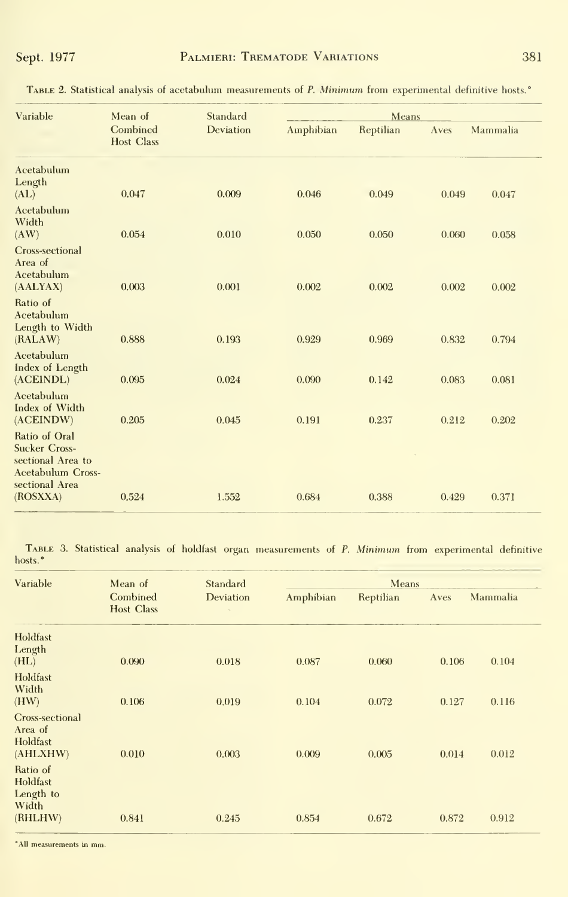Table 2. Statistical analysis of acetabulum measurements of *P. Minimum* from experimental definitive hosts.*

| Variable | Mean of Combined Host Class | Standard Deviation | Means | | | |
|---|---|---|---|---|---|---|
| | | | Amphibian | Reptilian | Aves | Mammalia |
| Acetabulum Length (AL) | 0.047 | 0.009 | 0.046 | 0.049 | 0.049 | 0.047 |
| Acetabulum Width (AW) | 0.054 | 0.010 | 0.050 | 0.050 | 0.060 | 0.058 |
| Cross-sectional Area of Acetabulum (AALYAX) | 0.003 | 0.001 | 0.002 | 0.002 | 0.002 | 0.002 |
| Ratio of Acetabulum Length to Width (RALAW) | 0.888 | 0.193 | 0.929 | 0.969 | 0.832 | 0.794 |
| Acetabulum Index of Length (ACEINDL) | 0.095 | 0.024 | 0.090 | 0.142 | 0.083 | 0.081 |
| Acetabulum Index of Width (ACEINDW) | 0.205 | 0.045 | 0.191 | 0.237 | 0.212 | 0.202 |
| Ratio of Oral Sucker Cross-sectional Area to Acetabulum Cross-sectional Area (ROSXXA) | 0.524 | 1.552 | 0.684 | 0.388 | 0.429 | 0.371 |

Table 3. Statistical analysis of holdfast organ measurements of *P. Minimum* from experimental definitive hosts.*

| Variable | Mean of Combined Host Class | Standard Deviation | Means | | | |
|---|---|---|---|---|---|---|
| | | | Amphibian | Reptilian | Aves | Mammalia |
| Holdfast Length (HL) | 0.090 | 0.018 | 0.087 | 0.060 | 0.106 | 0.104 |
| Holdfast Width (HW) | 0.106 | 0.019 | 0.104 | 0.072 | 0.127 | 0.116 |
| Cross-sectional Area of Holdfast (AHLXHW) | 0.010 | 0.003 | 0.009 | 0.005 | 0.014 | 0.012 |
| Ratio of Holdfast Length to Width (RHLHW) | 0.841 | 0.245 | 0.854 | 0.672 | 0.872 | 0.912 |

*All measurements in mm.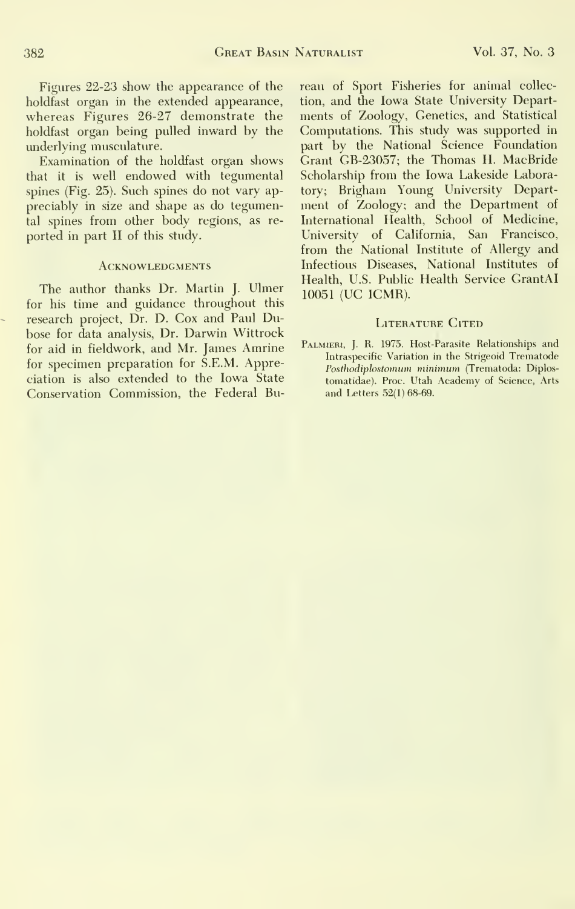Figures 22-23 show the appearance of the holdfast organ in the extended appearance, whereas Figures 26-27 demonstrate the holdfast organ being pulled inward by the underlying musculature.

Examination of the holdfast organ shows that it is well endowed with tegumental spines (Fig. 25). Such spines do not vary appreciably in size and shape as do tegumental spines from other body regions, as reported in part II of this study.

## Acknowledgments

The author thanks Dr. Martin J. Ulmer for his time and guidance throughout this research project, Dr. D. Cox and Paul Dubose for data analysis, Dr. Darwin Wittrock for aid in fieldwork, and Mr. James Amrine for specimen preparation for S.E.M. Appreciation is also extended to the Iowa State Conservation Commission, the Federal Bureau of Sport Fisheries for animal collection, and the Iowa State University Departments of Zoology, Genetics, and Statistical Computations. This study was supported in part by the National Science Foundation Grant GB-23057; the Thomas H. MacBride Scholarship from the Iowa Lakeside Laboratory; Brigham Young University Department of Zoology; and the Department of International Health, School of Medicine, University of California, San Francisco, from the National Institute of Allergy and Infectious Diseases, National Institutes of Health, U.S. Public Health Service GrantAI 10051 (UC ICMR).

## Literature Cited

Palmieri, J. R. 1975. Host-Parasite Relationships and Intraspecific Variation in the Strigeoid Trematode *Posthodiplostomum minimum* (Trematoda: Diplostomatidae). Proc. Utah Academy of Science, Arts and Letters 52(1) 68-69.